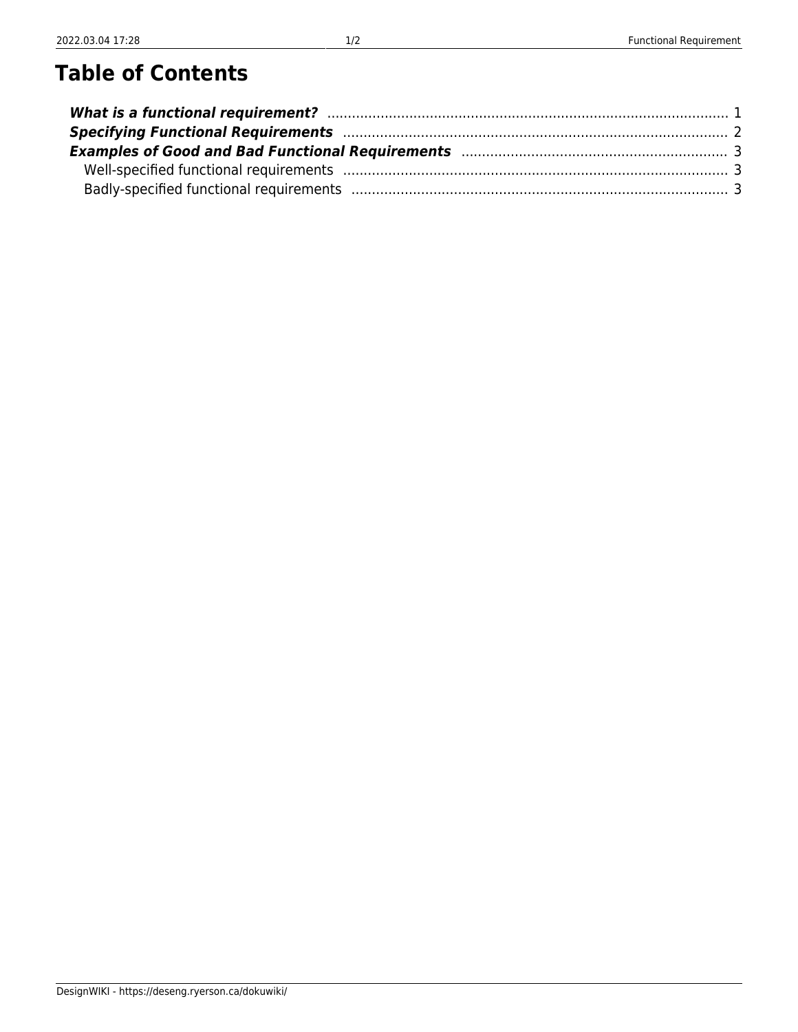# Table of Contents

***What is a functional requirement?*** ..... 1
***Specifying Functional Requirements*** ..... 2
***Examples of Good and Bad Functional Requirements*** ..... 3
  Well-specified functional requirements ..... 3
  Badly-specified functional requirements ..... 3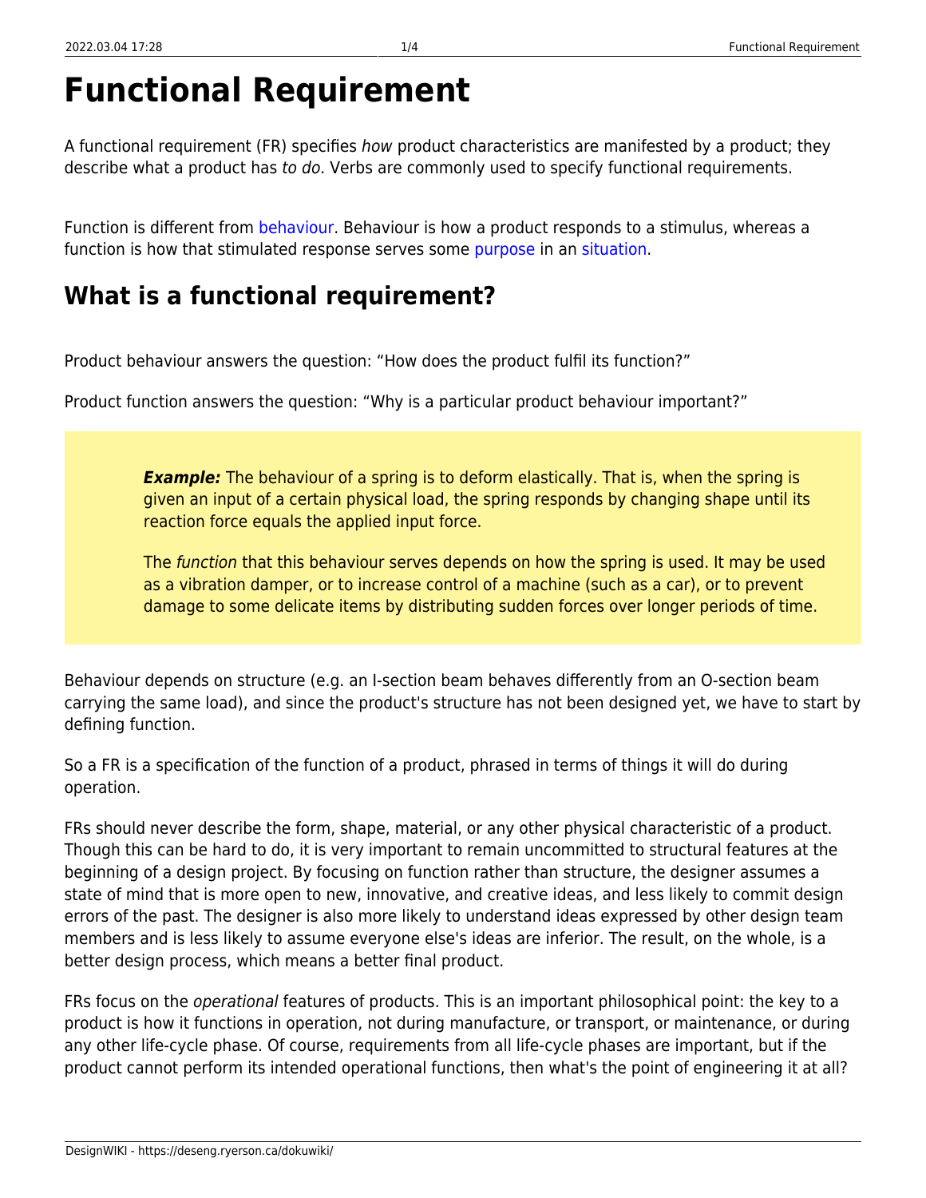# Functional Requirement

A functional requirement (FR) specifies *how* product characteristics are manifested by a product; they describe what a product has *to do*. Verbs are commonly used to specify functional requirements.

Function is different from behaviour. Behaviour is how a product responds to a stimulus, whereas a function is how that stimulated response serves some purpose in an situation.

## What is a functional requirement?

Product behaviour answers the question: “How does the product fulfil its function?”

Product function answers the question: “Why is a particular product behaviour important?”

> ***Example:*** The behaviour of a spring is to deform elastically. That is, when the spring is given an input of a certain physical load, the spring responds by changing shape until its reaction force equals the applied input force.
>
> The *function* that this behaviour serves depends on how the spring is used. It may be used as a vibration damper, or to increase control of a machine (such as a car), or to prevent damage to some delicate items by distributing sudden forces over longer periods of time.

Behaviour depends on structure (e.g. an I-section beam behaves differently from an O-section beam carrying the same load), and since the product's structure has not been designed yet, we have to start by defining function.

So a FR is a specification of the function of a product, phrased in terms of things it will do during operation.

FRs should never describe the form, shape, material, or any other physical characteristic of a product. Though this can be hard to do, it is very important to remain uncommitted to structural features at the beginning of a design project. By focusing on function rather than structure, the designer assumes a state of mind that is more open to new, innovative, and creative ideas, and less likely to commit design errors of the past. The designer is also more likely to understand ideas expressed by other design team members and is less likely to assume everyone else's ideas are inferior. The result, on the whole, is a better design process, which means a better final product.

FRs focus on the *operational* features of products. This is an important philosophical point: the key to a product is how it functions in operation, not during manufacture, or transport, or maintenance, or during any other life-cycle phase. Of course, requirements from all life-cycle phases are important, but if the product cannot perform its intended operational functions, then what's the point of engineering it at all?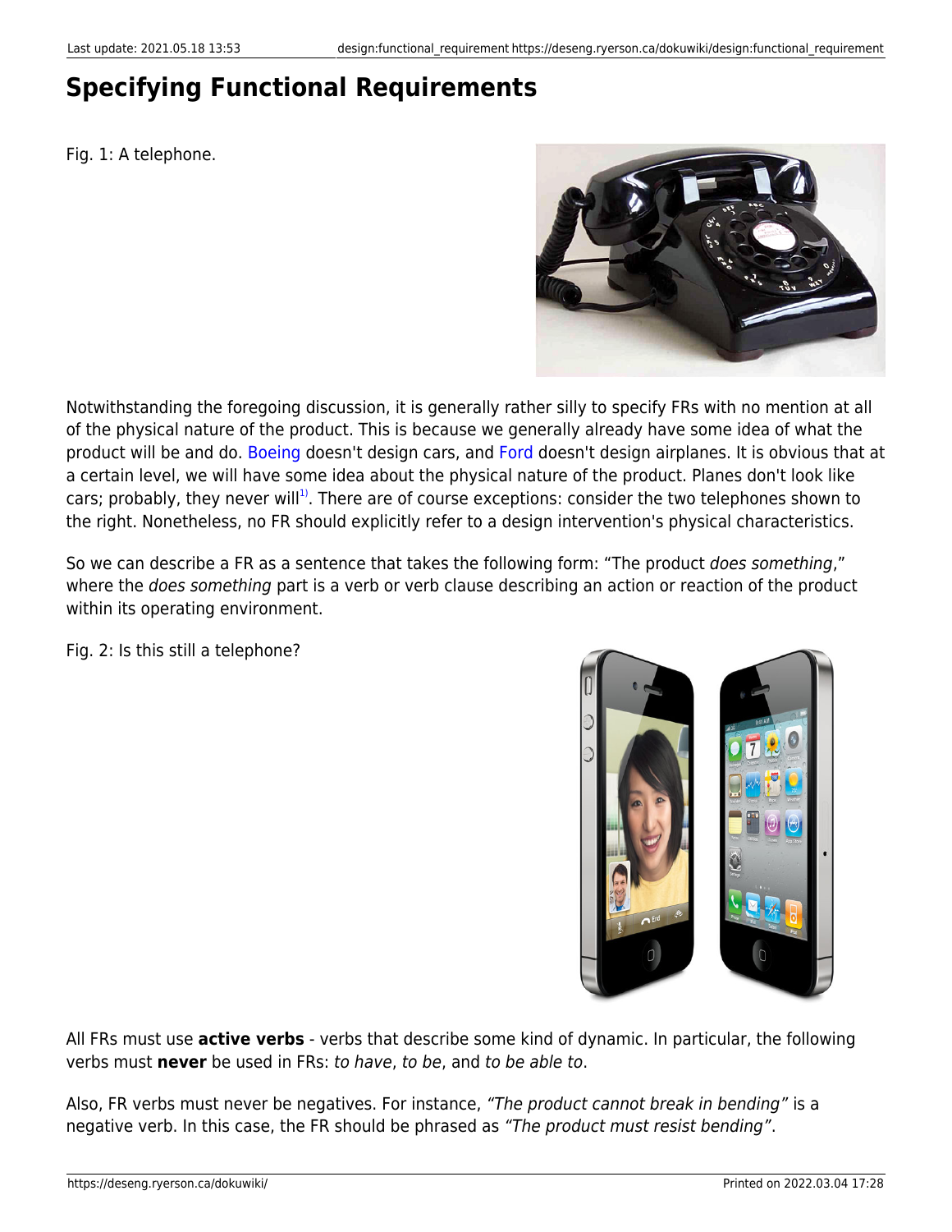# Specifying Functional Requirements

Fig. 1: A telephone.

Notwithstanding the foregoing discussion, it is generally rather silly to specify FRs with no mention at all of the physical nature of the product. This is because we generally already have some idea of what the product will be and do. Boeing doesn't design cars, and Ford doesn't design airplanes. It is obvious that at a certain level, we will have some idea about the physical nature of the product. Planes don't look like cars; probably, they never will[1]. There are of course exceptions: consider the two telephones shown to the right. Nonetheless, no FR should explicitly refer to a design intervention's physical characteristics.

So we can describe a FR as a sentence that takes the following form: "The product *does something*," where the *does something* part is a verb or verb clause describing an action or reaction of the product within its operating environment.

Fig. 2: Is this still a telephone?

All FRs must use **active verbs** - verbs that describe some kind of dynamic. In particular, the following verbs must **never** be used in FRs: *to have*, *to be*, and *to be able to*.

Also, FR verbs must never be negatives. For instance, *"The product cannot break in bending"* is a negative verb. In this case, the FR should be phrased as *"The product must resist bending"*.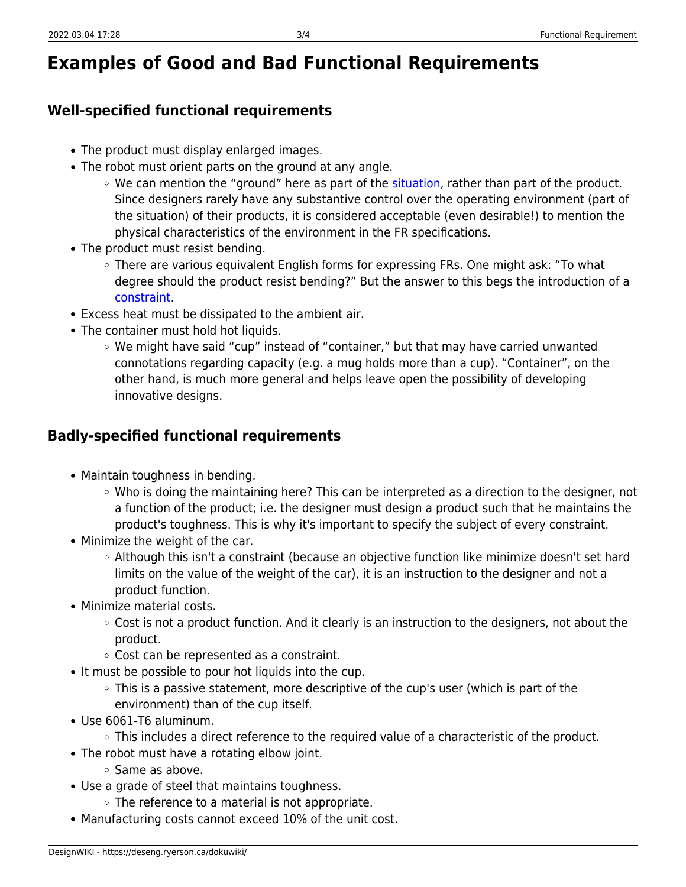# Examples of Good and Bad Functional Requirements

## Well-specified functional requirements

- The product must display enlarged images.
- The robot must orient parts on the ground at any angle.
  - We can mention the "ground" here as part of the situation, rather than part of the product. Since designers rarely have any substantive control over the operating environment (part of the situation) of their products, it is considered acceptable (even desirable!) to mention the physical characteristics of the environment in the FR specifications.
- The product must resist bending.
  - There are various equivalent English forms for expressing FRs. One might ask: "To what degree should the product resist bending?" But the answer to this begs the introduction of a constraint.
- Excess heat must be dissipated to the ambient air.
- The container must hold hot liquids.
  - We might have said "cup" instead of "container," but that may have carried unwanted connotations regarding capacity (e.g. a mug holds more than a cup). "Container", on the other hand, is much more general and helps leave open the possibility of developing innovative designs.

## Badly-specified functional requirements

- Maintain toughness in bending.
  - Who is doing the maintaining here? This can be interpreted as a direction to the designer, not a function of the product; i.e. the designer must design a product such that he maintains the product's toughness. This is why it's important to specify the subject of every constraint.
- Minimize the weight of the car.
  - Although this isn't a constraint (because an objective function like minimize doesn't set hard limits on the value of the weight of the car), it is an instruction to the designer and not a product function.
- Minimize material costs.
  - Cost is not a product function. And it clearly is an instruction to the designers, not about the product.
  - Cost can be represented as a constraint.
- It must be possible to pour hot liquids into the cup.
  - This is a passive statement, more descriptive of the cup's user (which is part of the environment) than of the cup itself.
- Use 6061-T6 aluminum.
  - This includes a direct reference to the required value of a characteristic of the product.
- The robot must have a rotating elbow joint.
  - Same as above.
- Use a grade of steel that maintains toughness.
  - The reference to a material is not appropriate.
- Manufacturing costs cannot exceed 10% of the unit cost.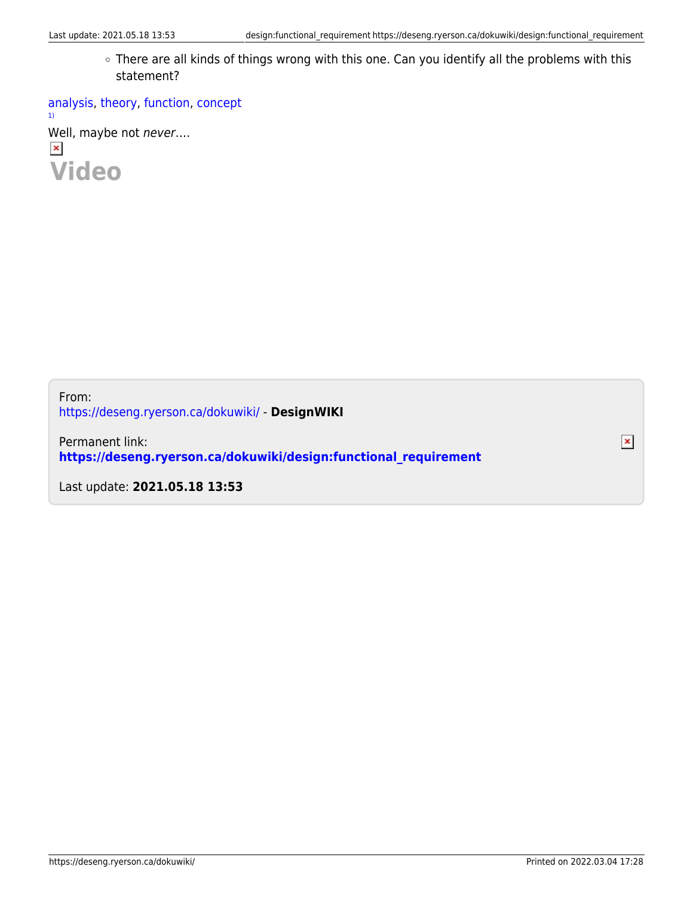- There are all kinds of things wrong with this one. Can you identify all the problems with this statement?

analysis, theory, function, concept

[1]

Well, maybe not *never*….

# Video

From:
https://deseng.ryerson.ca/dokuwiki/ - **DesignWIKI**

Permanent link:
**https://deseng.ryerson.ca/dokuwiki/design:functional_requirement**

Last update: **2021.05.18 13:53**